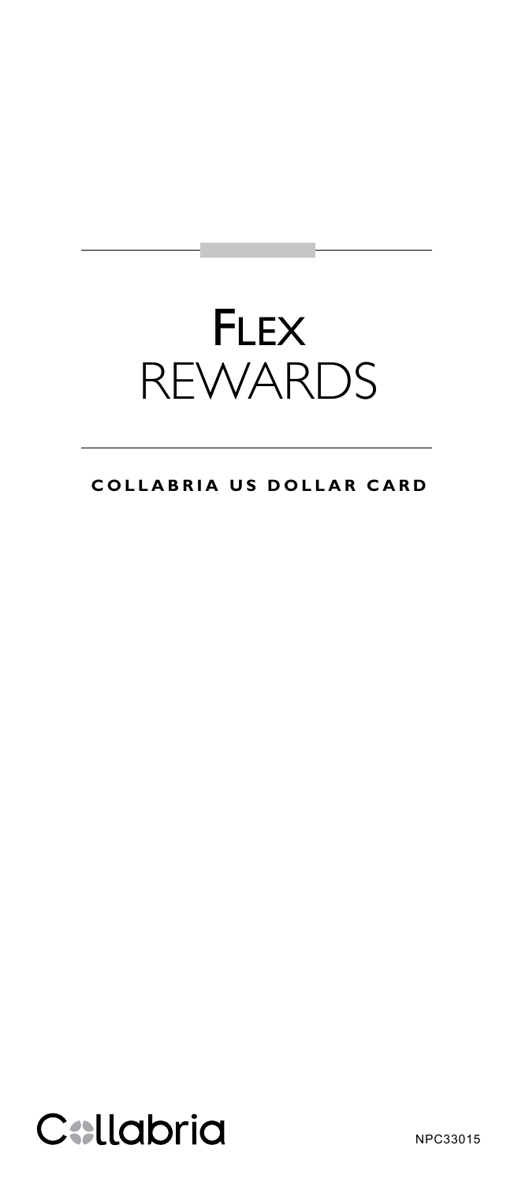# FLEX REWARDS

**COLLABRIA US DOLLAR CARD**

Collabria

NPC33015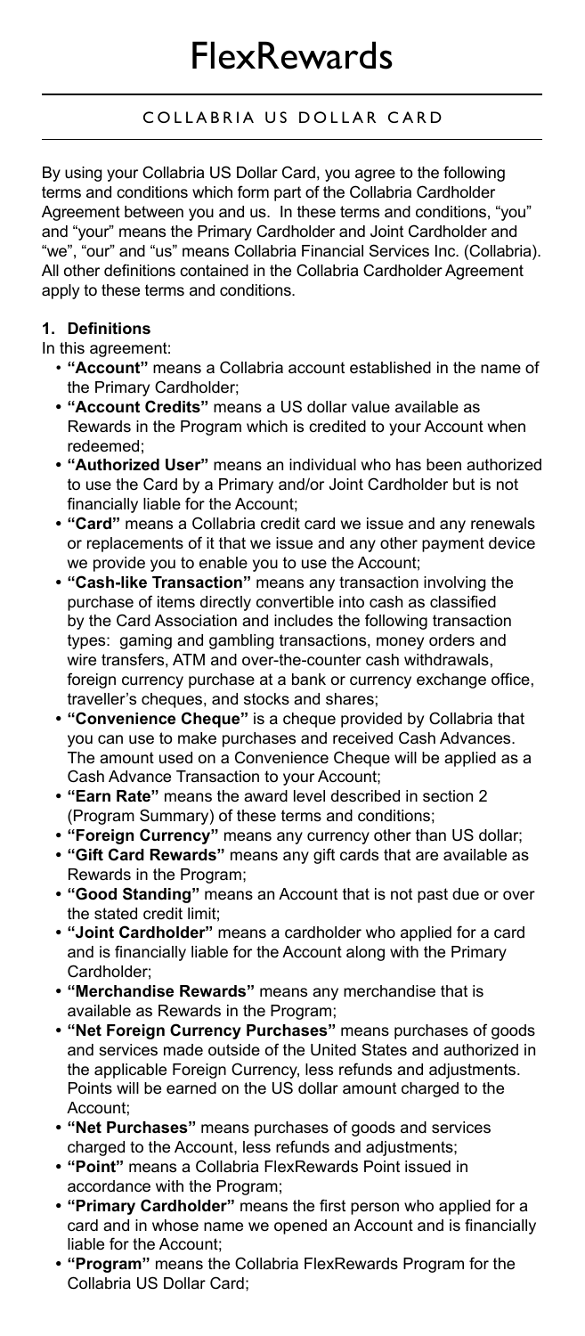# FlexRewards

## COLLABRIA US DOLLAR CARD

By using your Collabria US Dollar Card, you agree to the following terms and conditions which form part of the Collabria Cardholder Agreement between you and us. In these terms and conditions, "you" and "your" means the Primary Cardholder and Joint Cardholder and "we", "our" and "us" means Collabria Financial Services Inc. (Collabria). All other definitions contained in the Collabria Cardholder Agreement apply to these terms and conditions.

### 1. Definitions

In this agreement:

- **"Account"** means a Collabria account established in the name of the Primary Cardholder;
- **"Account Credits"** means a US dollar value available as Rewards in the Program which is credited to your Account when redeemed;
- **"Authorized User"** means an individual who has been authorized to use the Card by a Primary and/or Joint Cardholder but is not financially liable for the Account;
- **"Card"** means a Collabria credit card we issue and any renewals or replacements of it that we issue and any other payment device we provide you to enable you to use the Account;
- **"Cash-like Transaction"** means any transaction involving the purchase of items directly convertible into cash as classified by the Card Association and includes the following transaction types: gaming and gambling transactions, money orders and wire transfers, ATM and over-the-counter cash withdrawals, foreign currency purchase at a bank or currency exchange office, traveller's cheques, and stocks and shares;
- **"Convenience Cheque"** is a cheque provided by Collabria that you can use to make purchases and received Cash Advances. The amount used on a Convenience Cheque will be applied as a Cash Advance Transaction to your Account;
- **"Earn Rate"** means the award level described in section 2 (Program Summary) of these terms and conditions;
- **"Foreign Currency"** means any currency other than US dollar;
- **"Gift Card Rewards"** means any gift cards that are available as Rewards in the Program;
- **"Good Standing"** means an Account that is not past due or over the stated credit limit;
- **"Joint Cardholder"** means a cardholder who applied for a card and is financially liable for the Account along with the Primary Cardholder;
- **"Merchandise Rewards"** means any merchandise that is available as Rewards in the Program;
- **"Net Foreign Currency Purchases"** means purchases of goods and services made outside of the United States and authorized in the applicable Foreign Currency, less refunds and adjustments. Points will be earned on the US dollar amount charged to the Account;
- **"Net Purchases"** means purchases of goods and services charged to the Account, less refunds and adjustments;
- **"Point"** means a Collabria FlexRewards Point issued in accordance with the Program;
- **"Primary Cardholder"** means the first person who applied for a card and in whose name we opened an Account and is financially liable for the Account;
- **"Program"** means the Collabria FlexRewards Program for the Collabria US Dollar Card;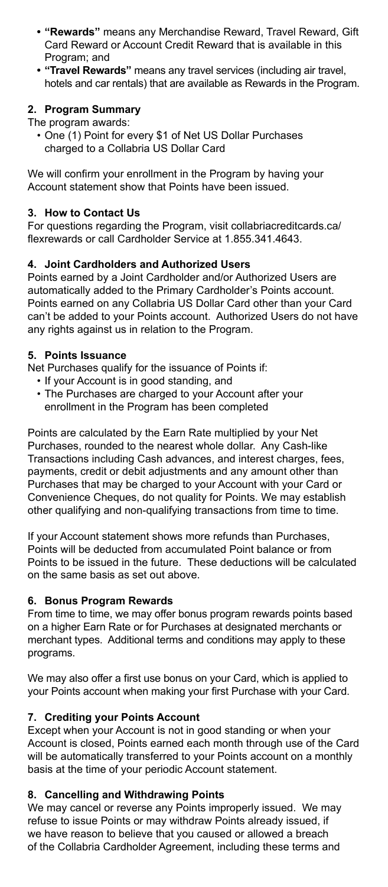- **"Rewards"** means any Merchandise Reward, Travel Reward, Gift Card Reward or Account Credit Reward that is available in this Program; and
- **"Travel Rewards"** means any travel services (including air travel, hotels and car rentals) that are available as Rewards in the Program.

### 2. Program Summary

The program awards:

- One (1) Point for every $1 of Net US Dollar Purchases charged to a Collabria US Dollar Card

We will confirm your enrollment in the Program by having your Account statement show that Points have been issued.

### 3. How to Contact Us

For questions regarding the Program, visit collabriacreditcards.ca/flexrewards or call Cardholder Service at 1.855.341.4643.

### 4. Joint Cardholders and Authorized Users

Points earned by a Joint Cardholder and/or Authorized Users are automatically added to the Primary Cardholder's Points account. Points earned on any Collabria US Dollar Card other than your Card can't be added to your Points account. Authorized Users do not have any rights against us in relation to the Program.

### 5. Points Issuance

Net Purchases qualify for the issuance of Points if:

- If your Account is in good standing, and
- The Purchases are charged to your Account after your enrollment in the Program has been completed

Points are calculated by the Earn Rate multiplied by your Net Purchases, rounded to the nearest whole dollar. Any Cash-like Transactions including Cash advances, and interest charges, fees, payments, credit or debit adjustments and any amount other than Purchases that may be charged to your Account with your Card or Convenience Cheques, do not quality for Points. We may establish other qualifying and non-qualifying transactions from time to time.

If your Account statement shows more refunds than Purchases, Points will be deducted from accumulated Point balance or from Points to be issued in the future. These deductions will be calculated on the same basis as set out above.

### 6. Bonus Program Rewards

From time to time, we may offer bonus program rewards points based on a higher Earn Rate or for Purchases at designated merchants or merchant types. Additional terms and conditions may apply to these programs.

We may also offer a first use bonus on your Card, which is applied to your Points account when making your first Purchase with your Card.

### 7. Crediting your Points Account

Except when your Account is not in good standing or when your Account is closed, Points earned each month through use of the Card will be automatically transferred to your Points account on a monthly basis at the time of your periodic Account statement.

### 8. Cancelling and Withdrawing Points

We may cancel or reverse any Points improperly issued. We may refuse to issue Points or may withdraw Points already issued, if we have reason to believe that you caused or allowed a breach of the Collabria Cardholder Agreement, including these terms and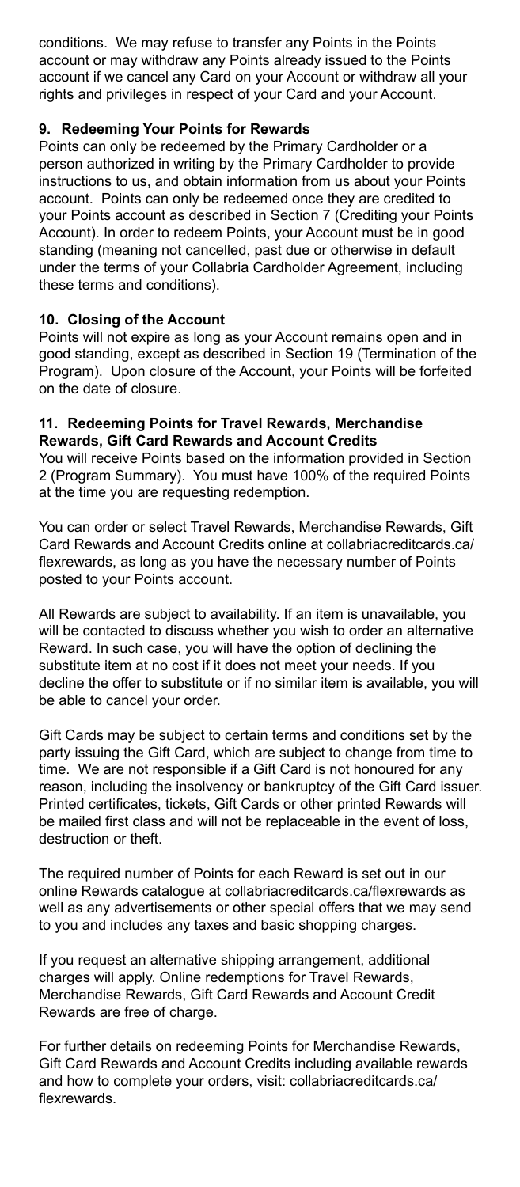conditions. We may refuse to transfer any Points in the Points account or may withdraw any Points already issued to the Points account if we cancel any Card on your Account or withdraw all your rights and privileges in respect of your Card and your Account.

### 9. Redeeming Your Points for Rewards

Points can only be redeemed by the Primary Cardholder or a person authorized in writing by the Primary Cardholder to provide instructions to us, and obtain information from us about your Points account. Points can only be redeemed once they are credited to your Points account as described in Section 7 (Crediting your Points Account). In order to redeem Points, your Account must be in good standing (meaning not cancelled, past due or otherwise in default under the terms of your Collabria Cardholder Agreement, including these terms and conditions).

### 10. Closing of the Account

Points will not expire as long as your Account remains open and in good standing, except as described in Section 19 (Termination of the Program). Upon closure of the Account, your Points will be forfeited on the date of closure.

### 11. Redeeming Points for Travel Rewards, Merchandise Rewards, Gift Card Rewards and Account Credits

You will receive Points based on the information provided in Section 2 (Program Summary). You must have 100% of the required Points at the time you are requesting redemption.

You can order or select Travel Rewards, Merchandise Rewards, Gift Card Rewards and Account Credits online at collabriacreditcards.ca/flexrewards, as long as you have the necessary number of Points posted to your Points account.

All Rewards are subject to availability. If an item is unavailable, you will be contacted to discuss whether you wish to order an alternative Reward. In such case, you will have the option of declining the substitute item at no cost if it does not meet your needs. If you decline the offer to substitute or if no similar item is available, you will be able to cancel your order.

Gift Cards may be subject to certain terms and conditions set by the party issuing the Gift Card, which are subject to change from time to time. We are not responsible if a Gift Card is not honoured for any reason, including the insolvency or bankruptcy of the Gift Card issuer. Printed certificates, tickets, Gift Cards or other printed Rewards will be mailed first class and will not be replaceable in the event of loss, destruction or theft.

The required number of Points for each Reward is set out in our online Rewards catalogue at collabriacreditcards.ca/flexrewards as well as any advertisements or other special offers that we may send to you and includes any taxes and basic shopping charges.

If you request an alternative shipping arrangement, additional charges will apply. Online redemptions for Travel Rewards, Merchandise Rewards, Gift Card Rewards and Account Credit Rewards are free of charge.

For further details on redeeming Points for Merchandise Rewards, Gift Card Rewards and Account Credits including available rewards and how to complete your orders, visit: collabriacreditcards.ca/flexrewards.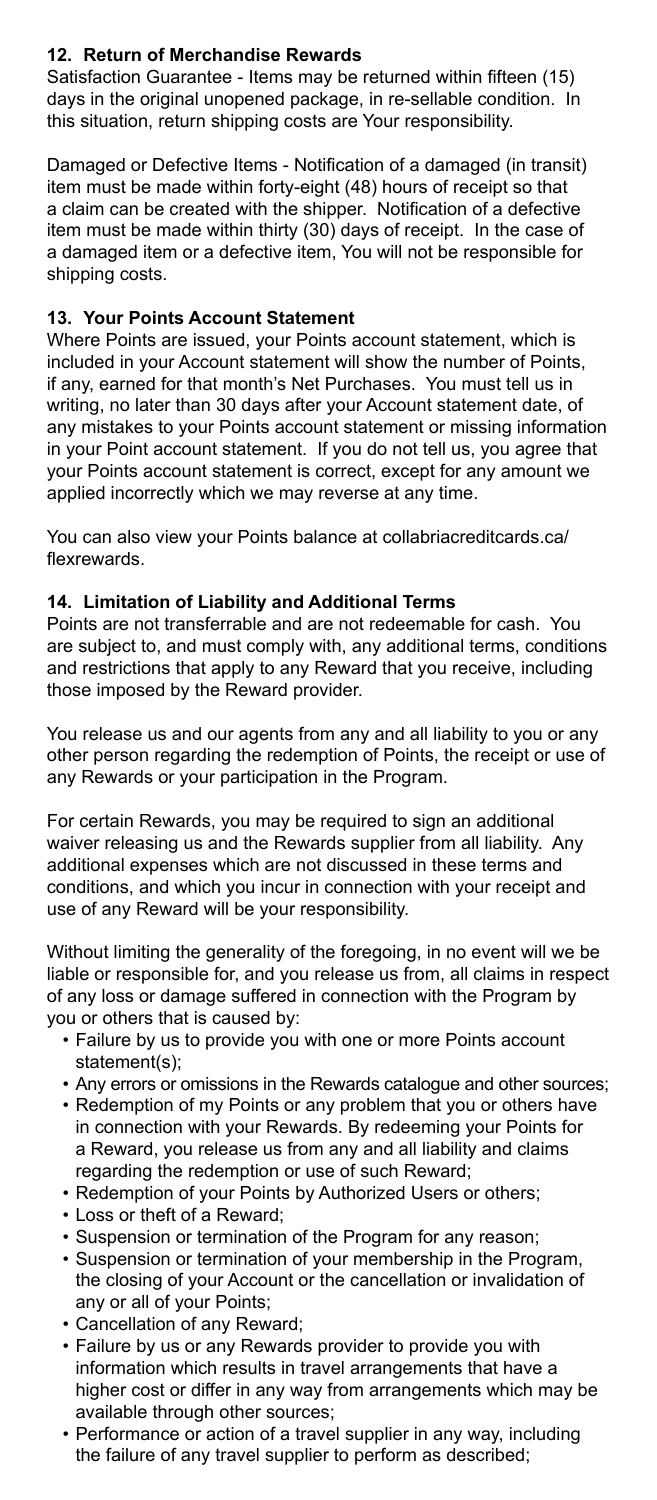### 12. Return of Merchandise Rewards

Satisfaction Guarantee - Items may be returned within fifteen (15) days in the original unopened package, in re-sellable condition. In this situation, return shipping costs are Your responsibility.

Damaged or Defective Items - Notification of a damaged (in transit) item must be made within forty-eight (48) hours of receipt so that a claim can be created with the shipper. Notification of a defective item must be made within thirty (30) days of receipt. In the case of a damaged item or a defective item, You will not be responsible for shipping costs.

### 13. Your Points Account Statement

Where Points are issued, your Points account statement, which is included in your Account statement will show the number of Points, if any, earned for that month's Net Purchases. You must tell us in writing, no later than 30 days after your Account statement date, of any mistakes to your Points account statement or missing information in your Point account statement. If you do not tell us, you agree that your Points account statement is correct, except for any amount we applied incorrectly which we may reverse at any time.

You can also view your Points balance at collabriacreditcards.ca/flexrewards.

### 14. Limitation of Liability and Additional Terms

Points are not transferrable and are not redeemable for cash. You are subject to, and must comply with, any additional terms, conditions and restrictions that apply to any Reward that you receive, including those imposed by the Reward provider.

You release us and our agents from any and all liability to you or any other person regarding the redemption of Points, the receipt or use of any Rewards or your participation in the Program.

For certain Rewards, you may be required to sign an additional waiver releasing us and the Rewards supplier from all liability. Any additional expenses which are not discussed in these terms and conditions, and which you incur in connection with your receipt and use of any Reward will be your responsibility.

Without limiting the generality of the foregoing, in no event will we be liable or responsible for, and you release us from, all claims in respect of any loss or damage suffered in connection with the Program by you or others that is caused by:

- Failure by us to provide you with one or more Points account statement(s);
- Any errors or omissions in the Rewards catalogue and other sources;
- Redemption of my Points or any problem that you or others have in connection with your Rewards. By redeeming your Points for a Reward, you release us from any and all liability and claims regarding the redemption or use of such Reward;
- Redemption of your Points by Authorized Users or others;
- Loss or theft of a Reward;
- Suspension or termination of the Program for any reason;
- Suspension or termination of your membership in the Program, the closing of your Account or the cancellation or invalidation of any or all of your Points;
- Cancellation of any Reward;
- Failure by us or any Rewards provider to provide you with information which results in travel arrangements that have a higher cost or differ in any way from arrangements which may be available through other sources;
- Performance or action of a travel supplier in any way, including the failure of any travel supplier to perform as described;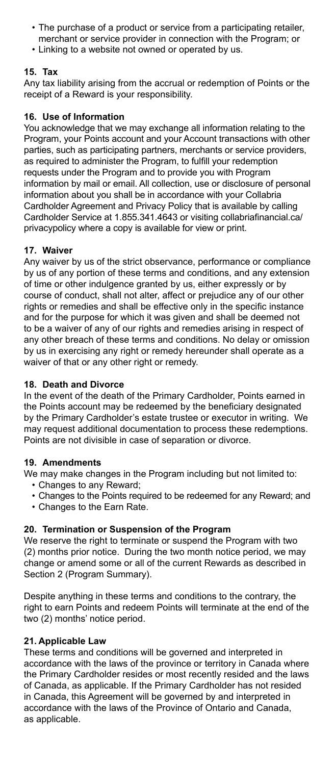- The purchase of a product or service from a participating retailer, merchant or service provider in connection with the Program; or
- Linking to a website not owned or operated by us.

### 15. Tax

Any tax liability arising from the accrual or redemption of Points or the receipt of a Reward is your responsibility.

### 16. Use of Information

You acknowledge that we may exchange all information relating to the Program, your Points account and your Account transactions with other parties, such as participating partners, merchants or service providers, as required to administer the Program, to fulfill your redemption requests under the Program and to provide you with Program information by mail or email. All collection, use or disclosure of personal information about you shall be in accordance with your Collabria Cardholder Agreement and Privacy Policy that is available by calling Cardholder Service at 1.855.341.4643 or visiting collabriafinancial.ca/privacypolicy where a copy is available for view or print.

### 17. Waiver

Any waiver by us of the strict observance, performance or compliance by us of any portion of these terms and conditions, and any extension of time or other indulgence granted by us, either expressly or by course of conduct, shall not alter, affect or prejudice any of our other rights or remedies and shall be effective only in the specific instance and for the purpose for which it was given and shall be deemed not to be a waiver of any of our rights and remedies arising in respect of any other breach of these terms and conditions. No delay or omission by us in exercising any right or remedy hereunder shall operate as a waiver of that or any other right or remedy.

### 18. Death and Divorce

In the event of the death of the Primary Cardholder, Points earned in the Points account may be redeemed by the beneficiary designated by the Primary Cardholder's estate trustee or executor in writing. We may request additional documentation to process these redemptions. Points are not divisible in case of separation or divorce.

### 19. Amendments

We may make changes in the Program including but not limited to:

- Changes to any Reward;
- Changes to the Points required to be redeemed for any Reward; and
- Changes to the Earn Rate.

### 20. Termination or Suspension of the Program

We reserve the right to terminate or suspend the Program with two (2) months prior notice. During the two month notice period, we may change or amend some or all of the current Rewards as described in Section 2 (Program Summary).

Despite anything in these terms and conditions to the contrary, the right to earn Points and redeem Points will terminate at the end of the two (2) months' notice period.

### 21. Applicable Law

These terms and conditions will be governed and interpreted in accordance with the laws of the province or territory in Canada where the Primary Cardholder resides or most recently resided and the laws of Canada, as applicable. If the Primary Cardholder has not resided in Canada, this Agreement will be governed by and interpreted in accordance with the laws of the Province of Ontario and Canada, as applicable.